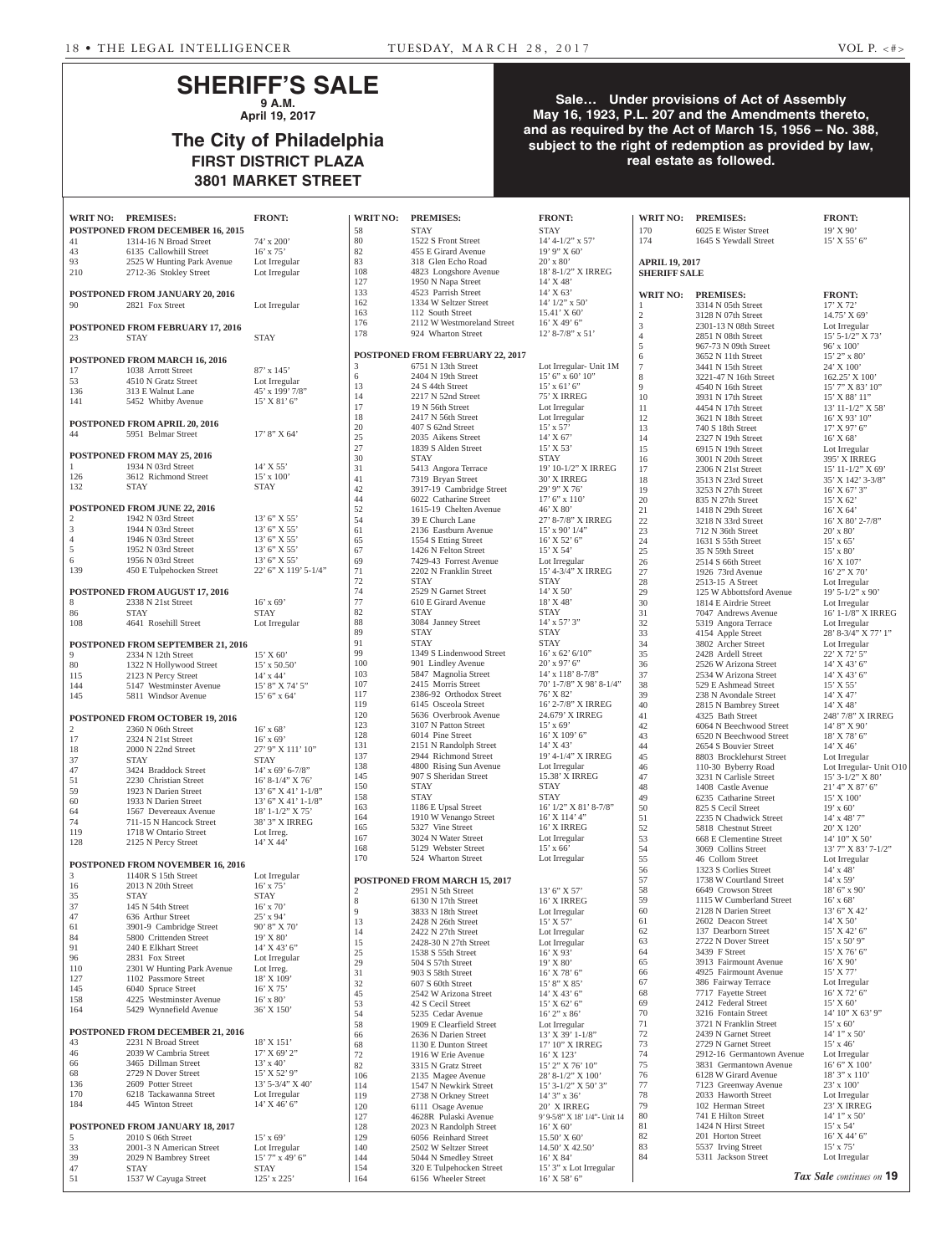# SHERIFF'S SALE

**9 A.M.**
**April 19, 2017**

## The City of Philadelphia

**FIRST DISTRICT PLAZA**
**3801 MARKET STREET**

**Sale… Under provisions of Act of Assembly May 16, 1923, P.L. 207 and the Amendments thereto, and as required by the Act of March 15, 1956 – No. 388, subject to the right of redemption as provided by law, real estate as followed.**

| WRIT NO: | PREMISES: | FRONT: |
|---|---|---|
| **POSTPONED FROM DECEMBER 16, 2015** | | |
| 41 | 1314-16 N Broad Street | 74' x 200' |
| 43 | 6135 Callowhill Street | 16' x 75' |
| 93 | 2525 W Hunting Park Avenue | Lot Irregular |
| 210 | 2712-36 Stokley Street | Lot Irregular |
| **POSTPONED FROM JANUARY 20, 2016** | | |
| 90 | 2821 Fox Street | Lot Irregular |
| **POSTPONED FROM FEBRUARY 17, 2016** | | |
| 23 | STAY | STAY |
| **POSTPONED FROM MARCH 16, 2016** | | |
| 17 | 1038 Arrott Street | 87' x 145' |
| 53 | 4510 N Gratz Street | Lot Irregular |
| 136 | 313 E Walnut Lane | 45' x 199' 7/8" |
| 141 | 5452 Whitby Avenue | 15' X 81' 6" |
| **POSTPONED FROM APRIL 20, 2016** | | |
| 44 | 5951 Belmar Street | 17' 8" X 64' |
| **POSTPONED FROM MAY 25, 2016** | | |
| 1 | 1934 N 03rd Street | 14' X 55' |
| 126 | 3612 Richmond Street | 15' x 100' |
| 132 | STAY | STAY |
| **POSTPONED FROM JUNE 22, 2016** | | |
| 2 | 1942 N 03rd Street | 13' 6" X 55' |
| 3 | 1944 N 03rd Street | 13' 6" X 55' |
| 4 | 1946 N 03rd Street | 13' 6" X 55' |
| 5 | 1952 N 03rd Street | 13' 6" X 55' |
| 6 | 1956 N 03rd Street | 13' 6" X 55' |
| 139 | 450 E Tulpehocken Street | 22' 6" X 119' 5-1/4" |
| **POSTPONED FROM AUGUST 17, 2016** | | |
| 8 | 2338 N 21st Street | 16' x 69' |
| 86 | STAY | STAY |
| 108 | 4641 Rosehill Street | Lot Irregular |
| **POSTPONED FROM SEPTEMBER 21, 2016** | | |
| 9 | 2334 N 12th Street | 15' X 60' |
| 80 | 1322 N Hollywood Street | 15' x 50.50' |
| 115 | 2123 N Percy Street | 14' x 44' |
| 144 | 5147 Westminster Avenue | 15' 8" X 74' 5" |
| 145 | 5811 Windsor Avenue | 15' 6" x 64' |
| **POSTPONED FROM OCTOBER 19, 2016** | | |
| 2 | 2360 N 06th Street | 16' x 68' |
| 17 | 2324 N 21st Street | 16' x 69' |
| 18 | 2000 N 22nd Street | 27' 9" X 111' 10" |
| 37 | STAY | STAY |
| 47 | 3424 Braddock Street | 14' x 69' 6-7/8" |
| 51 | 2230 Christian Street | 16' 8-1/4" X 76' |
| 59 | 1923 N Darien Street | 13' 6" X 41' 1-1/8" |
| 60 | 1933 N Darien Street | 13' 6" X 41' 1-1/8" |
| 64 | 1567 Devereaux Avenue | 18' 1-1/2" X 75' |
| 74 | 711-15 N Hancock Street | 38' 3" X IRREG |
| 119 | 1718 W Ontario Street | Lot Irreg. |
| 128 | 2125 N Percy Street | 14' X 44' |
| **POSTPONED FROM NOVEMBER 16, 2016** | | |
| 3 | 1140R S 15th Street | Lot Irregular |
| 16 | 2013 N 20th Street | 16' x 75' |
| 35 | STAY | STAY |
| 37 | 145 N 54th Street | 16' x 70' |
| 47 | 636 Arthur Street | 25' x 94' |
| 61 | 3901-9 Cambridge Street | 90' 8" X 70' |
| 84 | 5800 Crittenden Street | 19' X 80' |
| 91 | 240 E Elkhart Street | 14' X 43' 6" |
| 96 | 2831 Fox Street | Lot Irregular |
| 110 | 2301 W Hunting Park Avenue | Lot Irreg. |
| 127 | 1102 Passmore Street | 18' X 109' |
| 145 | 6040 Spruce Street | 16' X 75' |
| 158 | 4225 Westminster Avenue | 16' x 80' |
| 164 | 5429 Wynnefield Avenue | 36' X 150' |
| **POSTPONED FROM DECEMBER 21, 2016** | | |
| 43 | 2231 N Broad Street | 18' X 151' |
| 46 | 2039 W Cambria Street | 17' X 69' 2" |
| 66 | 3465 Dillman Street | 13' x 40' |
| 68 | 2729 N Dover Street | 15' X 52' 9" |
| 136 | 2609 Potter Street | 13' 5-3/4" X 40' |
| 170 | 6218 Tackawanna Street | Lot Irregular |
| 184 | 445 Winton Street | 14' X 46' 6" |
| **POSTPONED FROM JANUARY 18, 2017** | | |
| 5 | 2010 S 06th Street | 15' x 69' |
| 33 | 2001-3 N American Street | Lot Irregular |
| 39 | 2029 N Bambrey Street | 15' 7" x 49' 6" |
| 47 | STAY | STAY |
| 51 | 1537 W Cayuga Street | 125' x 225' |
| 58 | STAY | STAY |
| 80 | 1522 S Front Street | 14' 4-1/2" x 57' |
| 82 | 455 E Girard Avenue | 19' 9" X 60' |
| 83 | 318 Glen Echo Road | 20' x 80' |
| 108 | 4823 Longshore Avenue | 18' 8-1/2" X IRREG |
| 127 | 1950 N Napa Street | 14' X 48' |
| 133 | 4523 Parrish Street | 14' X 63' |
| 162 | 1334 W Seltzer Street | 14' 1/2" x 50' |
| 163 | 112 South Street | 15.41' X 60' |
| 176 | 2112 W Westmoreland Street | 16' X 49' 6" |
| 178 | 924 Wharton Street | 12' 8-7/8" x 51' |
| **POSTPONED FROM FEBRUARY 22, 2017** | | |
| 3 | 6751 N 13th Street | Lot Irregular- Unit 1M |
| 6 | 2404 N 19th Street | 15' 6" x 60' 10" |
| 13 | 24 S 44th Street | 15' x 61' 6" |
| 14 | 2217 N 52nd Street | 75' X IRREG |
| 17 | 19 N 56th Street | Lot Irregular |
| 18 | 2417 N 56th Street | Lot Irregular |
| 20 | 407 S 62nd Street | 15' x 57' |
| 25 | 2035 Aikens Street | 14' X 67' |
| 27 | 1839 S Alden Street | 15' X 53' |
| 30 | STAY | STAY |
| 31 | 5413 Angora Terrace | 19' 10-1/2" X IRREG |
| 41 | 7319 Bryan Street | 30' X IRREG |
| 42 | 3917-19 Cambridge Street | 29' 9" X 76' |
| 44 | 6022 Catharine Street | 17' 6" x 110' |
| 52 | 1615-19 Chelten Avenue | 46' X 80' |
| 54 | 39 E Church Lane | 27' 8-7/8" X IRREG |
| 61 | 2136 Eastburn Avenue | 15' x 90' 1/4" |
| 65 | 1554 S Etting Street | 16' X 52' 6" |
| 67 | 1426 N Felton Street | 15' X 54' |
| 69 | 7429-43 Forrest Avenue | Lot Irregular |
| 71 | 2202 N Franklin Street | 15' 4-3/4" X IRREG |
| 72 | STAY | STAY |
| 74 | 2529 N Garnet Street | 14' X 50' |
| 77 | 610 E Girard Avenue | 18' X 48' |
| 82 | STAY | STAY |
| 88 | 3084 Janney Street | 14' x 57' 3" |
| 89 | STAY | STAY |
| 91 | STAY | STAY |
| 99 | 1349 S Lindenwood Street | 16' x 62' 6/10" |
| 100 | 901 Lindley Avenue | 20' x 97' 6" |
| 103 | 5847 Magnolia Street | 14' x 118' 8-7/8" |
| 107 | 2415 Morris Street | 70' 1-7/8" X 98' 8-1/4" |
| 117 | 2386-92 Orthodox Street | 76' X 82' |
| 119 | 6145 Osceola Street | 16' 2-7/8" X IRREG |
| 120 | 5636 Overbrook Avenue | 24.679' X IRREG |
| 123 | 3107 N Patton Street | 15' x 69' |
| 128 | 6014 Pine Street | 16' X 109' 6" |
| 131 | 2151 N Randolph Street | 14' X 43' |
| 137 | 2944 Richmond Street | 19' 4-1/4" X IRREG |
| 138 | 4800 Rising Sun Avenue | Lot Irregular |
| 145 | 907 S Sheridan Street | 15.38' X IRREG |
| 150 | STAY | STAY |
| 158 | STAY | STAY |
| 163 | 1186 E Upsal Street | 16' 1/2" X 81' 8-7/8" |
| 164 | 1910 W Venango Street | 16' X 114' 4" |
| 165 | 5327 Vine Street | 16' X IRREG |
| 167 | 3024 N Water Street | Lot Irregular |
| 168 | 5129 Webster Street | 15' x 66' |
| 170 | 524 Wharton Street | Lot Irregular |
| **POSTPONED FROM MARCH 15, 2017** | | |
| 2 | 2951 N 5th Street | 13' 6" X 57' |
| 8 | 6130 N 17th Street | 16' X IRREG |
| 9 | 3833 N 18th Street | Lot Irregular |
| 13 | 2428 N 26th Street | 15' X 57' |
| 14 | 2422 N 27th Street | Lot Irregular |
| 15 | 2428-30 N 27th Street | Lot Irregular |
| 25 | 1538 S 55th Street | 16' X 93' |
| 29 | 504 S 57th Street | 19' X 80' |
| 31 | 903 S 58th Street | 16' X 78' 6" |
| 32 | 607 S 60th Street | 15' 8" X 85' |
| 45 | 2542 W Arizona Street | 14' X 43' 6" |
| 53 | 42 S Cecil Street | 15' X 62' 6" |
| 54 | 5235 Cedar Avenue | 16' 2" x 86' |
| 58 | 1909 E Clearfield Street | Lot Irregular |
| 66 | 2636 N Darien Street | 13' X 39' 1-1/8" |
| 68 | 1130 E Dunton Street | 17' 10" X IRREG |
| 72 | 1916 W Erie Avenue | 16' X 123' |
| 82 | 3315 N Gratz Street | 15' 2" X 76' 10" |
| 106 | 2135 Magee Avenue | 28' 8-1/2" X 100' |
| 114 | 1547 N Newkirk Street | 15' 3-1/2" X 50' 3" |
| 119 | 2738 N Orkney Street | 14' 3" x 36' |
| 120 | 6111 Osage Avenue | 20' X IRREG |
| 127 | 4628R Pulaski Avenue | 9' 9-5/8" X 18' 1/4"- Unit 14 |
| 128 | 2023 N Randolph Street | 16' X 60' |
| 129 | 6056 Reinhard Street | 15.50' X 60' |
| 140 | 2502 W Seltzer Street | 14.50' X 42.50' |
| 144 | 5044 N Smedley Street | 16' X 84' |
| 154 | 320 E Tulpehocken Street | 15' 3" x Lot Irregular |
| 164 | 6156 Wheeler Street | 16' X 58' 6" |
| 170 | 6025 E Wister Street | 19' X 90' |
| 174 | 1645 S Yewdall Street | 15' X 55' 6" |

**APRIL 19, 2017**
**SHERIFF SALE**

| WRIT NO: | PREMISES: | FRONT: |
|---|---|---|
| 1 | 3314 N 05th Street | 17' X 72' |
| 2 | 3128 N 07th Street | 14.75' X 69' |
| 3 | 2301-13 N 08th Street | Lot Irregular |
| 4 | 2851 N 08th Street | 15' 5-1/2" X 73' |
| 5 | 967-73 N 09th Street | 96' x 100' |
| 6 | 3652 N 11th Street | 15' 2" x 80' |
| 7 | 3441 N 15th Street | 24' X 100' |
| 8 | 3221-47 N 16th Street | 162.25' X 100' |
| 9 | 4540 N 16th Street | 15' 7" X 83' 10" |
| 10 | 3931 N 17th Street | 15' X 88' 11" |
| 11 | 4454 N 17th Street | 13' 11-1/2" X 58' |
| 12 | 3621 N 18th Street | 16' X 93' 10" |
| 13 | 740 S 18th Street | 17' X 97' 6" |
| 14 | 2327 N 19th Street | 16' X 68' |
| 15 | 6915 N 19th Street | Lot Irregular |
| 16 | 3001 N 20th Street | 395' X IRREG |
| 17 | 2306 N 21st Street | 15' 11-1/2" X 69' |
| 18 | 3513 N 23rd Street | 35' X 142' 3-3/8" |
| 19 | 3253 N 27th Street | 16' X 67' 3" |
| 20 | 835 N 27th Street | 15' X 62' |
| 21 | 1418 N 29th Street | 16' X 64' |
| 22 | 3218 N 33rd Street | 16' X 80' 2-7/8" |
| 23 | 712 N 36th Street | 20' x 80' |
| 24 | 1631 S 55th Street | 15' x 65' |
| 25 | 35 N 59th Street | 15' x 80' |
| 26 | 2514 S 66th Street | 16' X 107' |
| 27 | 1926 73rd Avenue | 16' 2" X 70' |
| 28 | 2513-15 A Street | Lot Irregular |
| 29 | 125 W Abbottsford Avenue | 19' 5-1/2" x 90' |
| 30 | 1814 E Airdrie Street | Lot Irregular |
| 31 | 7047 Andrews Avenue | 16' 1-1/8" X IRREG |
| 32 | 5319 Angora Terrace | Lot Irregular |
| 33 | 4154 Apple Street | 28' 8-3/4" X 77' 1" |
| 34 | 3802 Archer Street | Lot Irregular |
| 35 | 2428 Ardell Street | 22' X 72' 5" |
| 36 | 2526 W Arizona Street | 14' X 43' 6" |
| 37 | 2534 W Arizona Street | 14' X 43' 6" |
| 38 | 529 E Ashmead Street | 15' X 55' |
| 39 | 238 N Avondale Street | 14' X 47' |
| 40 | 2815 N Bambrey Street | 14' X 48' |
| 41 | 4325 Bath Street | 248' 7/8" X IRREG |
| 42 | 6064 N Beechwood Street | 14' 8" X 90' |
| 43 | 6520 N Beechwood Street | 18' X 78' 6" |
| 44 | 2654 S Bouvier Street | 14' X 46' |
| 45 | 8803 Brocklehurst Street | Lot Irregular |
| 46 | 110-30 Byberry Road | Lot Irregular- Unit O10 |
| 47 | 3231 N Carlisle Street | 15' 3-1/2" X 80' |
| 48 | 1408 Castle Avenue | 21' 4" X 87' 6" |
| 49 | 6235 Catharine Street | 15' X 100' |
| 50 | 825 S Cecil Street | 19' x 60' |
| 51 | 2235 N Chadwick Street | 14' x 48' 7" |
| 52 | 5818 Chestnut Street | 20' X 120' |
| 53 | 668 E Clementine Street | 14' 10" X 50' |
| 54 | 3069 Collins Street | 13' 7" X 83' 7-1/2" |
| 55 | 46 Collom Street | Lot Irregular |
| 56 | 1323 S Corlies Street | 14' x 48' |
| 57 | 1738 W Courtland Street | 14' x 59' |
| 58 | 6649 Crowson Street | 18' 6" x 90' |
| 59 | 1115 W Cumberland Street | 16' x 68' |
| 60 | 2128 N Darien Street | 13' 6" X 42' |
| 61 | 2602 Deacon Street | 14' X 50' |
| 62 | 137 Dearborn Street | 15' X 42' 6" |
| 63 | 2722 N Dover Street | 15' x 50' 9" |
| 64 | 3439 F Street | 15' X 76' 6" |
| 65 | 3913 Fairmount Avenue | 16' X 90' |
| 66 | 4925 Fairmount Avenue | 15' X 77' |
| 67 | 386 Fairway Terrace | Lot Irregular |
| 68 | 7717 Fayette Street | 16' X 72' 6" |
| 69 | 2412 Federal Street | 15' X 60' |
| 70 | 3216 Fontain Street | 14' 10" X 63' 9" |
| 71 | 3721 N Franklin Street | 15' x 60' |
| 72 | 2439 N Garnet Street | 14' 1" x 50' |
| 73 | 2729 N Garnet Street | 15' x 46' |
| 74 | 2912-16 Germantown Avenue | Lot Irregular |
| 75 | 3831 Germantown Avenue | 16' 6" X 100' |
| 76 | 6128 W Girard Avenue | 18' 3" x 110' |
| 77 | 7123 Greenway Avenue | 23' x 100' |
| 78 | 2033 Haworth Street | Lot Irregular |
| 79 | 102 Herman Street | 23' X IRREG |
| 80 | 741 E Hilton Street | 14' 1" x 50' |
| 81 | 1424 N Hirst Street | 15' x 54' |
| 82 | 201 Horton Street | 16' X 44' 6" |
| 83 | 5537 Irving Street | 15' x 75' |
| 84 | 5311 Jackson Street | Lot Irregular |

*Tax Sale continues on* **19**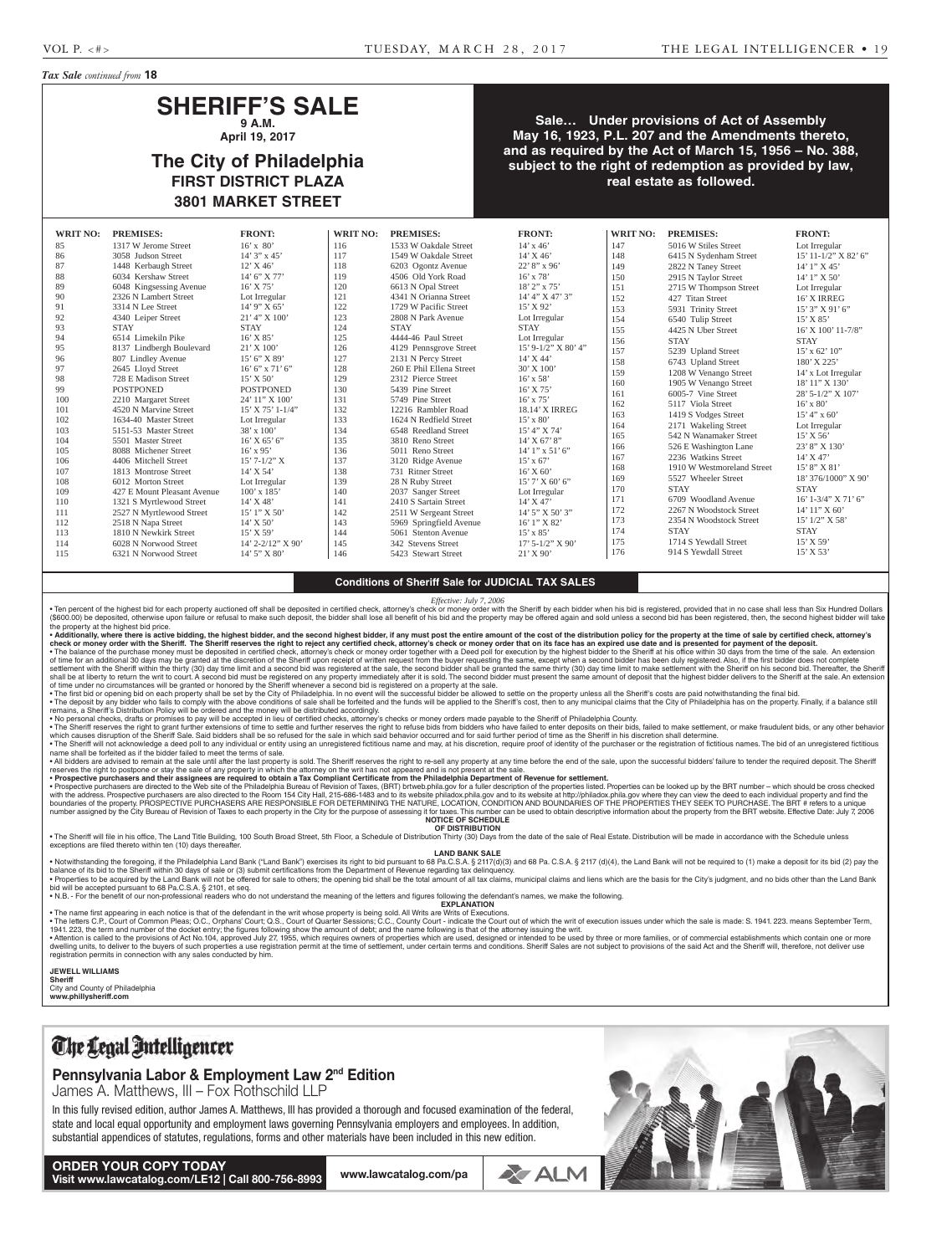*Tax Sale continued from* **18**

# SHERIFF'S SALE

**9 A.M.**
**April 19, 2017**

## The City of Philadelphia
**FIRST DISTRICT PLAZA**
**3801 MARKET STREET**

**Sale… Under provisions of Act of Assembly May 16, 1923, P.L. 207 and the Amendments thereto, and as required by the Act of March 15, 1956 – No. 388, subject to the right of redemption as provided by law, real estate as followed.**

| WRIT NO: | PREMISES: | FRONT: | WRIT NO: | PREMISES: | FRONT: | WRIT NO: | PREMISES: | FRONT: |
|---|---|---|---|---|---|---|---|---|
| 85 | 1317 W Jerome Street | 16' x 80' | 116 | 1533 W Oakdale Street | 14' x 46' | 147 | 5016 W Stiles Street | Lot Irregular |
| 86 | 3058 Judson Street | 14' 3" x 45' | 117 | 1549 W Oakdale Street | 14' X 46' | 148 | 6415 N Sydenham Street | 15' 11-1/2" X 82' 6" |
| 87 | 1448 Kerbaugh Street | 12' X 46' | 118 | 6203 Ogontz Avenue | 22' 8" x 96' | 149 | 2822 N Taney Street | 14' 1" X 45' |
| 88 | 6034 Kershaw Street | 14' 6" X 77' | 119 | 4506 Old York Road | 16' x 78' | 150 | 2915 N Taylor Street | 14' 1" X 50' |
| 89 | 6048 Kingsessing Avenue | 16' X 75' | 120 | 6613 N Opal Street | 18' 2" x 75' | 151 | 2715 W Thompson Street | Lot Irregular |
| 90 | 2326 N Lambert Street | Lot Irregular | 121 | 4341 N Orianna Street | 14' 4" X 47' 3" | 152 | 427 Titan Street | 16' X IRREG |
| 91 | 3314 N Lee Street | 14' 9" X 65' | 122 | 1729 W Pacific Street | 15' X 92' | 153 | 5931 Trinity Street | 15' 3" X 91' 6" |
| 92 | 4340 Leiper Street | 21' 4" X 100' | 123 | 2808 N Park Avenue | Lot Irregular | 154 | 6540 Tulip Street | 15' X 85' |
| 93 | STAY | STAY | 124 | STAY | STAY | 155 | 4425 N Uber Street | 16' X 100' 11-7/8" |
| 94 | 6514 Limekiln Pike | 16' X 85' | 125 | 4444-46 Paul Street | Lot Irregular | 156 | STAY | STAY |
| 95 | 8137 Lindbergh Boulevard | 21' X 100' | 126 | 4129 Pennsgrove Street | 15' 9-1/2" X 80' 4" | 157 | 5239 Upland Street | 15' x 62' 10" |
| 96 | 807 Lindley Avenue | 15' 6" X 89' | 127 | 2131 N Percy Street | 14' X 44' | 158 | 6743 Upland Street | 180' X 225' |
| 97 | 2645 Lloyd Street | 16' 6" x 71' 6" | 128 | 260 E Phil Ellena Street | 30' X 100' | 159 | 1208 W Venango Street | 14' x Lot Irregular |
| 98 | 728 E Madison Street | 15' X 50' | 129 | 2312 Pierce Street | 16' x 58' | 160 | 1905 W Venango Street | 18' 11" X 130' |
| 99 | POSTPONED | POSTPONED | 130 | 5439 Pine Street | 16' X 75' | 161 | 6005-7 Vine Street | 28' 5-1/2" X 107' |
| 100 | 2210 Margaret Street | 24' 11" X 100' | 131 | 5749 Pine Street | 16' x 75' | 162 | 5117 Viola Street | 16' x 80' |
| 101 | 4520 N Marvine Street | 15' X 75' 1-1/4" | 132 | 12216 Rambler Road | 18.14' X IRREG | 163 | 1419 S Vodges Street | 15' 4" x 60' |
| 102 | 1634-40 Master Street | Lot Irregular | 133 | 1624 N Redfield Street | 15' x 80' | 164 | 2171 Wakeling Street | Lot Irregular |
| 103 | 5151-53 Master Street | 38' x 100' | 134 | 6548 Reedland Street | 15' 4" X 74' | 165 | 542 N Wanamaker Street | 15' X 56' |
| 104 | 5501 Master Street | 16' X 65' 6" | 135 | 3810 Reno Street | 14' X 67' 8" | 166 | 526 E Washington Lane | 23' 8" X 130' |
| 105 | 8088 Michener Street | 16' x 95' | 136 | 5011 Reno Street | 14' 1" x 51' 6" | 167 | 2236 Watkins Street | 14' X 47' |
| 106 | 4406 Mitchell Street | 15' 7-1/2" X | 137 | 3120 Ridge Avenue | 15' x 67' | 168 | 1910 W Westmoreland Street | 15' 8" X 81' |
| 107 | 1813 Montrose Street | 14' X 54' | 138 | 731 Ritner Street | 16' X 60' | 169 | 5527 Wheeler Street | 18' 376/1000" X 90' |
| 108 | 6012 Morton Street | Lot Irregular | 139 | 28 N Ruby Street | 15' 7' X 60' 6" | 170 | STAY | STAY |
| 109 | 427 E Mount Pleasant Avenue | 100' x 185' | 140 | 2037 Sanger Street | Lot Irregular | 171 | 6709 Woodland Avenue | 16' 1-3/4" X 71' 6" |
| 110 | 1321 S Myrtlewood Street | 14' X 48' | 141 | 2410 S Sartain Street | 14' X 47' | 172 | 2267 N Woodstock Street | 14' 11" X 60' |
| 111 | 2527 N Myrtlewood Street | 15' 1" X 50' | 142 | 2511 W Sergeant Street | 14' 5" X 50' 3" | 173 | 2354 N Woodstock Street | 15' 1/2" X 58' |
| 112 | 2518 N Napa Street | 14' X 50' | 143 | 5969 Springfield Avenue | 16' 1" X 82' | 174 | STAY | STAY |
| 113 | 1810 N Newkirk Street | 15' X 59' | 144 | 5061 Stenton Avenue | 15' x 85' | 175 | 1714 S Yewdall Street | 15' X 59' |
| 114 | 6028 N Norwood Street | 14' 2-2/12" X 90' | 145 | 342 Stevens Street | 17' 5-1/2" X 90' | 176 | 914 S Yewdall Street | 15' X 53' |
| 115 | 6321 N Norwood Street | 14' 5" X 80' | 146 | 5423 Stewart Street | 21' X 90' | | | |

### Conditions of Sheriff Sale for JUDICIAL TAX SALES

*Effective: July 7, 2006*

• Ten percent of the highest bid for each property auctioned off shall be deposited in certified check, attorney's check or money order with the Sheriff by each bidder when his bid is registered, provided that in no case shall less than Six Hundred Dollars ($600.00) be deposited, otherwise upon failure or refusal to make such deposit, the bidder shall lose all benefit of his bid and the property may be offered again and sold unless a second bid has been registered, then, the second highest bidder will take the property at the highest bid price.

• **Additionally, where there is active bidding, the highest bidder, and the second highest bidder, if any must post the entire amount of the cost of the distribution policy for the property at the time of sale by certified check, attorney's check or money order with the Sheriff. The Sheriff reserves the right to reject any certified check, attorney's check or money order that on its face has an expired use date and is presented for payment of the deposit.**

• The balance of the purchase money must be deposited in certified check, attorney's check or money order together with a Deed poll for execution by the highest bidder to the Sheriff at his office within 30 days from the time of the sale. An extension of time for an additional 30 days may be granted at the discretion of the Sheriff upon receipt of written request from the buyer requesting the same, except when a second bidder has been duly registered. Also, if the first bidder does not complete settlement with the Sheriff within the thirty (30) day time limit and a second bid was registered at the sale, the second bidder shall be granted the same thirty (30) day time limit to make settlement with the Sheriff on his second bid. Thereafter, the Sheriff shall be at liberty to return the writ to court. A second bid must be registered on any property immediately after it is sold. The second bidder must present the same amount of deposit that the highest bidder delivers to the Sheriff at the sale. An extension of time under no circumstances will be granted or honored by the Sheriff whenever a second bid is registered on a property at the sale.

• The first bid or opening bid on each property shall be set by the City of Philadelphia. In no event will the successful bidder be allowed to settle on the property unless all the Sheriff's costs are paid notwithstanding the final bid.

• The deposit by any bidder who fails to comply with the above conditions of sale shall be forfeited and the funds will be applied to the Sheriff's cost, then to any municipal claims that the City of Philadelphia has on the property. Finally, if a balance still remains, a Sheriff's Distribution Policy will be ordered and the money will be distributed accordingly.

• No personal checks, drafts or promises to pay will be accepted in lieu of certified checks, attorney's checks or money orders made payable to the Sheriff of Philadelphia County.

• The Sheriff reserves the right to grant further extensions of time to settle and further reserves the right to refuse bids from bidders who have failed to enter deposits on their bids, failed to make settlement, or make fraudulent bids, or any other behavior which causes disruption of the Sheriff Sale. Said bidders shall be so refused for the sale in which said behavior occurred and for said further period of time as the Sheriff in his discretion shall determine.

• The Sheriff will not acknowledge a deed poll to any individual or entity using an unregistered fictitious name and may, at his discretion, require proof of identity of the purchaser or the registration of fictitious names. The bid of an unregistered fictitious name shall be forfeited as if the bidder failed to meet the terms of sale.

• All bidders are advised to remain at the sale until after the last property is sold. The Sheriff reserves the right to re-sell any property at any time before the end of the sale, upon the successful bidders' failure to tender the required deposit. The Sheriff reserves the right to postpone or stay the sale of any property in which the attorney on the writ has not appeared and is not present at the sale.

• **Prospective purchasers and their assignees are required to obtain a Tax Compliant Certificate from the Philadelphia Department of Revenue for settlement.**

• Prospective purchasers are directed to the Web site of the Philadelphia Bureau of Revision of Taxes, (BRT) brtweb.phila.gov for a fuller description of the properties listed. Properties can be looked up by the BRT number – which should be cross checked with the address. Prospective purchasers are also directed to the Room 154 City Hall, 215-686-1483 and to its website philadox.phila.gov and to its website at http://philadox.phila.gov where they can view the deed to each individual property and find the boundaries of the property. PROSPECTIVE PURCHASERS ARE RESPONSIBLE FOR DETERMINING THE NATURE, LOCATION, CONDITION AND BOUNDARIES OF THE PROPERTIES THEY SEEK TO PURCHASE. The BRT # refers to a unique number assigned by the City Bureau of Revision of Taxes to each property in the City for the purpose of assessing it for taxes. This number can be used to obtain descriptive information about the property from the BRT website. Effective Date: July 7, 2006

**NOTICE OF SCHEDULE OF DISTRIBUTION**

• The Sheriff will file in his office, The Land Title Building, 100 South Broad Street, 5th Floor, a Schedule of Distribution Thirty (30) Days from the date of the sale of Real Estate. Distribution will be made in accordance with the Schedule unless exceptions are filed thereto within ten (10) days thereafter.

**LAND BANK SALE**

• Notwithstanding the foregoing, if the Philadelphia Land Bank ("Land Bank") exercises its right to bid pursuant to 68 Pa.C.S.A. § 2117(d)(3) and 68 Pa. C.S.A. § 2117 (d)(4), the Land Bank will not be required to (1) make a deposit for its bid (2) pay the balance of its bid to the Sheriff within 30 days of sale or (3) submit certifications from the Department of Revenue regarding tax delinquency.

• Properties to be acquired by the Land Bank will not be offered for sale to others; the opening bid shall be the total amount of all tax claims, municipal claims and liens which are the basis for the City's judgment, and no bids other than the Land Bank bid will be accepted pursuant to 68 Pa.C.S.A. § 2101, et seq.

• N.B. - For the benefit of our non-professional readers who do not understand the meaning of the letters and figures following the defendant's names, we make the following.

**EXPLANATION**

• The name first appearing in each notice is that of the defendant in the writ whose property is being sold. All Writs are Writs of Executions.

• The letters C.P., Court of Common Pleas; O.C., Orphans' Court; Q.S., Court of Quarter Sessions; C.C., County Court - indicate the Court out of which the writ of execution issues under which the sale is made: S. 1941. 223. means September Term, 1941. 223, the term and number of the docket entry; the figures following show the amount of debt; and the name following is that of the attorney issuing the writ.

• Attention is called to the provisions of Act No.104, approved July 27, 1955, which requires owners of properties which are used, designed or intended to be used by three or more families, or of commercial establishments which contain one or more dwelling units, to deliver to the buyers of such properties a use registration permit at the time of settlement, under certain terms and conditions. Sheriff Sales are not subject to provisions of the said Act and the Sheriff will, therefore, not deliver use registration permits in connection with any sales conducted by him.

**JEWELL WILLIAMS**
**Sheriff**
City and County of Philadelphia
**www.phillysheriff.com**

---

## The Legal Intelligencer

### Pennsylvania Labor & Employment Law 2nd Edition

James A. Matthews, III – Fox Rothschild LLP

In this fully revised edition, author James A. Matthews, III has provided a thorough and focused examination of the federal, state and local equal opportunity and employment laws governing Pennsylvania employers and employees. In addition, substantial appendices of statutes, regulations, forms and other materials have been included in this new edition.

**ORDER YOUR COPY TODAY**
**Visit www.lawcatalog.com/LE12 | Call 800-756-8993**

**www.lawcatalog.com/pa**

ALM